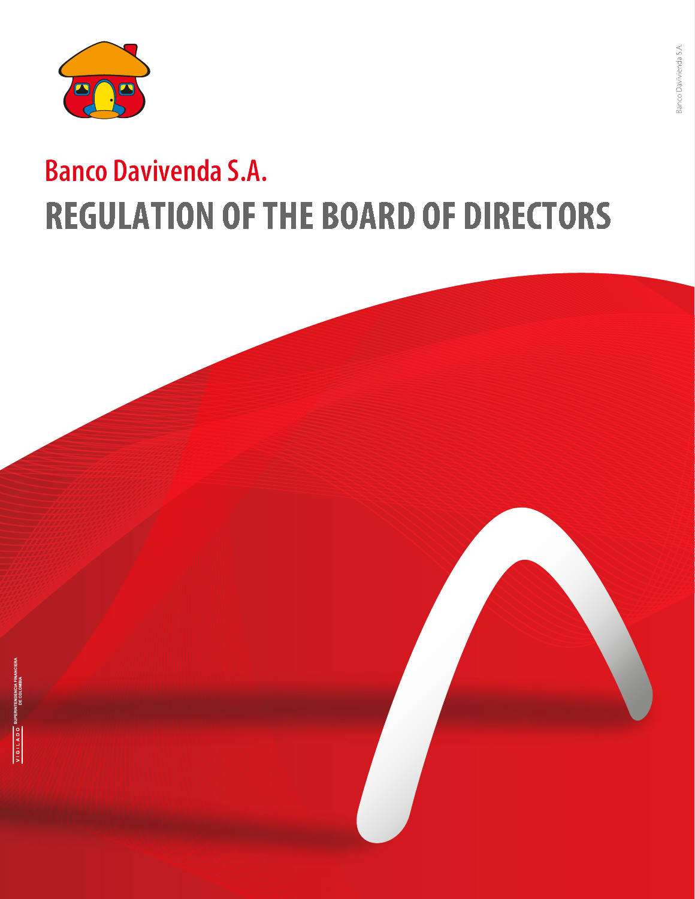# Banco Davivienda S.A.

# REGULATION OF THE BOARD OF DIRECTORS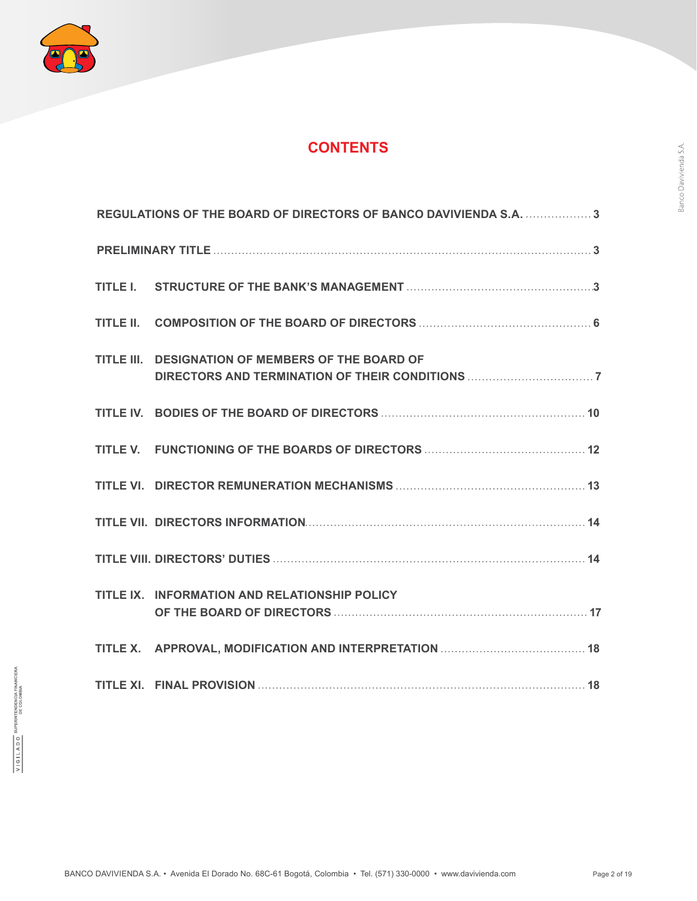# CONTENTS

| | | |
|---|---|---|
| **REGULATIONS OF THE BOARD OF DIRECTORS OF BANCO DAVIVIENDA S.A.** | | **3** |
| **PRELIMINARY TITLE** | | **3** |
| **TITLE I.** | **STRUCTURE OF THE BANK'S MANAGEMENT** | **3** |
| **TITLE II.** | **COMPOSITION OF THE BOARD OF DIRECTORS** | **6** |
| **TITLE III.** | **DESIGNATION OF MEMBERS OF THE BOARD OF DIRECTORS AND TERMINATION OF THEIR CONDITIONS** | **7** |
| **TITLE IV.** | **BODIES OF THE BOARD OF DIRECTORS** | **10** |
| **TITLE V.** | **FUNCTIONING OF THE BOARDS OF DIRECTORS** | **12** |
| **TITLE VI.** | **DIRECTOR REMUNERATION MECHANISMS** | **13** |
| **TITLE VII.** | **DIRECTORS INFORMATION** | **14** |
| **TITLE VIII.** | **DIRECTORS' DUTIES** | **14** |
| **TITLE IX.** | **INFORMATION AND RELATIONSHIP POLICY OF THE BOARD OF DIRECTORS** | **17** |
| **TITLE X.** | **APPROVAL, MODIFICATION AND INTERPRETATION** | **18** |
| **TITLE XI.** | **FINAL PROVISION** | **18** |

BANCO DAVIVIENDA S.A. • Avenida El Dorado No. 68C-61 Bogotá, Colombia • Tel. (571) 330-0000 • www.davivienda.com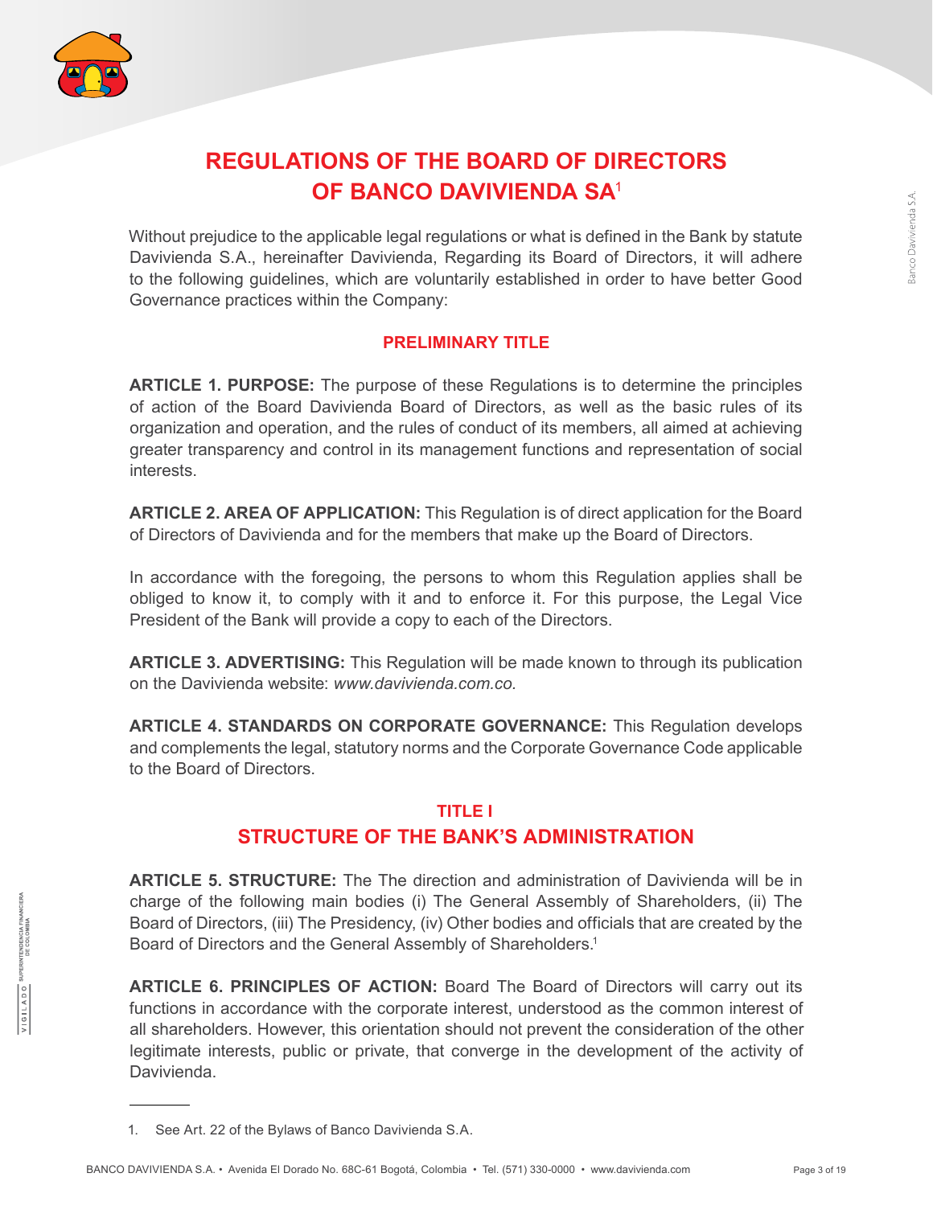# REGULATIONS OF THE BOARD OF DIRECTORS OF BANCO DAVIVIENDA SA[1]

Without prejudice to the applicable legal regulations or what is defined in the Bank by statute Davivienda S.A., hereinafter Davivienda, Regarding its Board of Directors, it will adhere to the following guidelines, which are voluntarily established in order to have better Good Governance practices within the Company:

## PRELIMINARY TITLE

**ARTICLE 1. PURPOSE:** The purpose of these Regulations is to determine the principles of action of the Board Davivienda Board of Directors, as well as the basic rules of its organization and operation, and the rules of conduct of its members, all aimed at achieving greater transparency and control in its management functions and representation of social interests.

**ARTICLE 2. AREA OF APPLICATION:** This Regulation is of direct application for the Board of Directors of Davivienda and for the members that make up the Board of Directors.

In accordance with the foregoing, the persons to whom this Regulation applies shall be obliged to know it, to comply with it and to enforce it. For this purpose, the Legal Vice President of the Bank will provide a copy to each of the Directors.

**ARTICLE 3. ADVERTISING:** This Regulation will be made known to through its publication on the Davivienda website: *www.davivienda.com.co.*

**ARTICLE 4. STANDARDS ON CORPORATE GOVERNANCE:** This Regulation develops and complements the legal, statutory norms and the Corporate Governance Code applicable to the Board of Directors.

## TITLE I
## STRUCTURE OF THE BANK'S ADMINISTRATION

**ARTICLE 5. STRUCTURE:** The The direction and administration of Davivienda will be in charge of the following main bodies (i) The General Assembly of Shareholders, (ii) The Board of Directors, (iii) The Presidency, (iv) Other bodies and officials that are created by the Board of Directors and the General Assembly of Shareholders.[1]

**ARTICLE 6. PRINCIPLES OF ACTION:** Board The Board of Directors will carry out its functions in accordance with the corporate interest, understood as the common interest of all shareholders. However, this orientation should not prevent the consideration of the other legitimate interests, public or private, that converge in the development of the activity of Davivienda.

---

1. See Art. 22 of the Bylaws of Banco Davivienda S.A.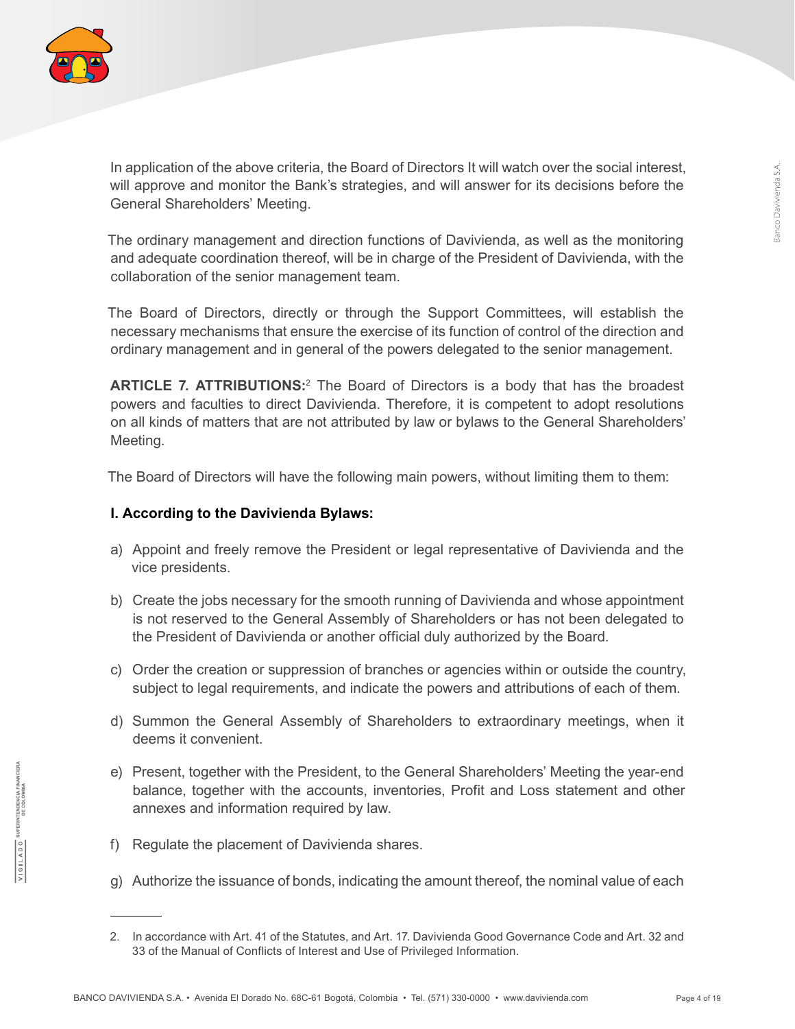In application of the above criteria, the Board of Directors It will watch over the social interest, will approve and monitor the Bank's strategies, and will answer for its decisions before the General Shareholders' Meeting.

The ordinary management and direction functions of Davivienda, as well as the monitoring and adequate coordination thereof, will be in charge of the President of Davivienda, with the collaboration of the senior management team.

The Board of Directors, directly or through the Support Committees, will establish the necessary mechanisms that ensure the exercise of its function of control of the direction and ordinary management and in general of the powers delegated to the senior management.

**ARTICLE 7. ATTRIBUTIONS:**[2] The Board of Directors is a body that has the broadest powers and faculties to direct Davivienda. Therefore, it is competent to adopt resolutions on all kinds of matters that are not attributed by law or bylaws to the General Shareholders' Meeting.

The Board of Directors will have the following main powers, without limiting them to them:

**I. According to the Davivienda Bylaws:**

a) Appoint and freely remove the President or legal representative of Davivienda and the vice presidents.

b) Create the jobs necessary for the smooth running of Davivienda and whose appointment is not reserved to the General Assembly of Shareholders or has not been delegated to the President of Davivienda or another official duly authorized by the Board.

c) Order the creation or suppression of branches or agencies within or outside the country, subject to legal requirements, and indicate the powers and attributions of each of them.

d) Summon the General Assembly of Shareholders to extraordinary meetings, when it deems it convenient.

e) Present, together with the President, to the General Shareholders' Meeting the year-end balance, together with the accounts, inventories, Profit and Loss statement and other annexes and information required by law.

f) Regulate the placement of Davivienda shares.

g) Authorize the issuance of bonds, indicating the amount thereof, the nominal value of each

---

2. In accordance with Art. 41 of the Statutes, and Art. 17. Davivienda Good Governance Code and Art. 32 and 33 of the Manual of Conflicts of Interest and Use of Privileged Information.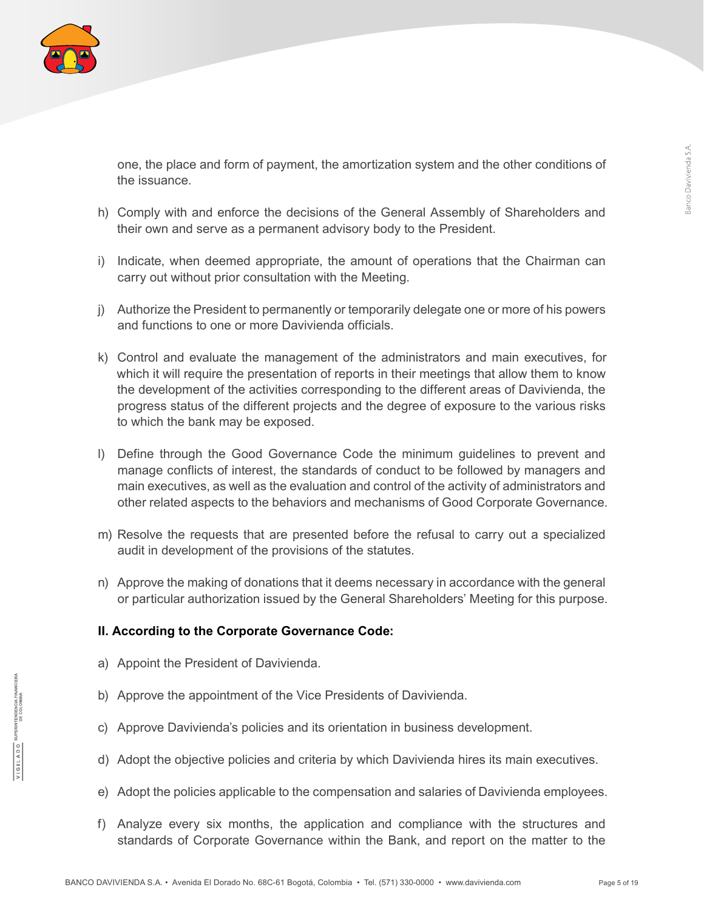one, the place and form of payment, the amortization system and the other conditions of the issuance.

h) Comply with and enforce the decisions of the General Assembly of Shareholders and their own and serve as a permanent advisory body to the President.

i) Indicate, when deemed appropriate, the amount of operations that the Chairman can carry out without prior consultation with the Meeting.

j) Authorize the President to permanently or temporarily delegate one or more of his powers and functions to one or more Davivienda officials.

k) Control and evaluate the management of the administrators and main executives, for which it will require the presentation of reports in their meetings that allow them to know the development of the activities corresponding to the different areas of Davivienda, the progress status of the different projects and the degree of exposure to the various risks to which the bank may be exposed.

l) Define through the Good Governance Code the minimum guidelines to prevent and manage conflicts of interest, the standards of conduct to be followed by managers and main executives, as well as the evaluation and control of the activity of administrators and other related aspects to the behaviors and mechanisms of Good Corporate Governance.

m) Resolve the requests that are presented before the refusal to carry out a specialized audit in development of the provisions of the statutes.

n) Approve the making of donations that it deems necessary in accordance with the general or particular authorization issued by the General Shareholders' Meeting for this purpose.

**II. According to the Corporate Governance Code:**

a) Appoint the President of Davivienda.

b) Approve the appointment of the Vice Presidents of Davivienda.

c) Approve Davivienda's policies and its orientation in business development.

d) Adopt the objective policies and criteria by which Davivienda hires its main executives.

e) Adopt the policies applicable to the compensation and salaries of Davivienda employees.

f) Analyze every six months, the application and compliance with the structures and standards of Corporate Governance within the Bank, and report on the matter to the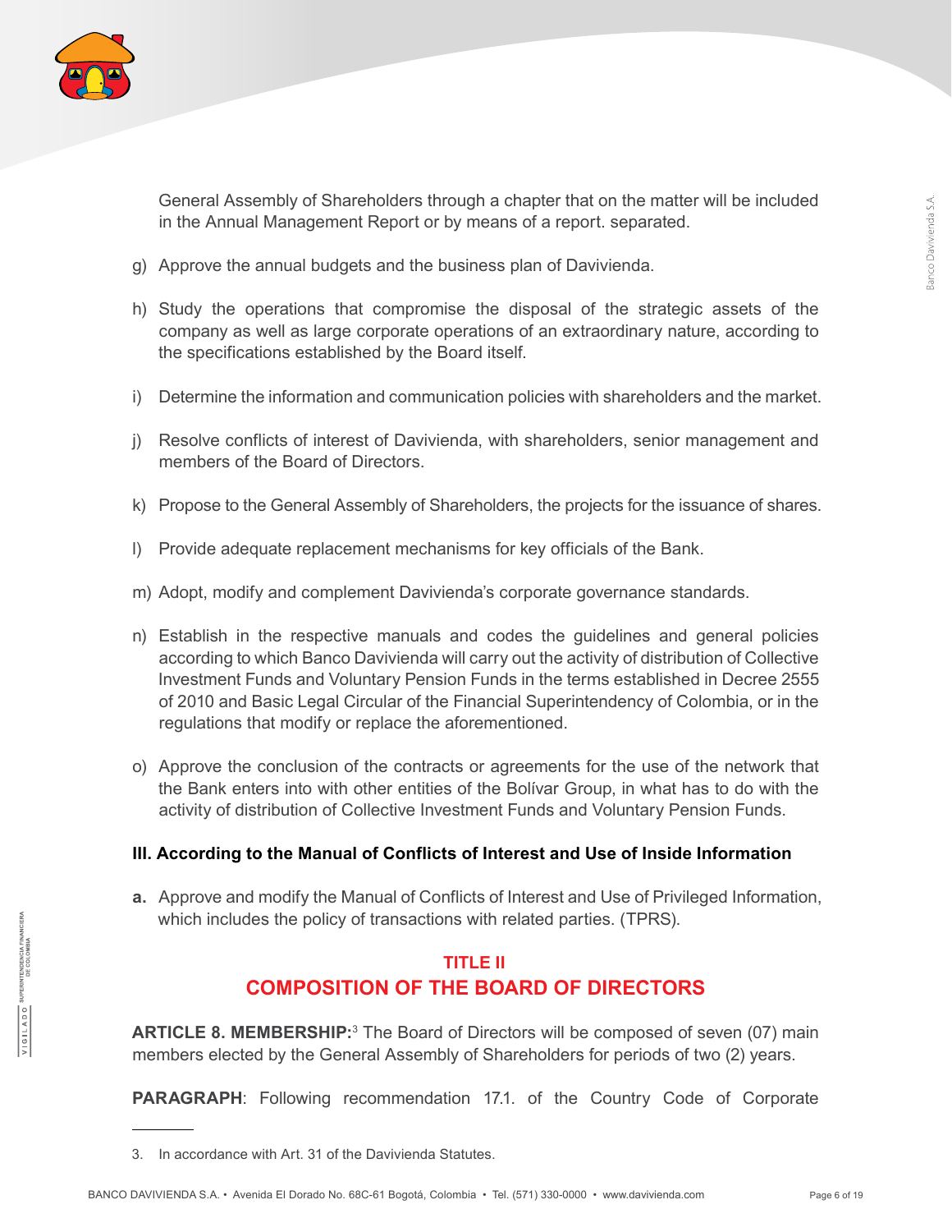General Assembly of Shareholders through a chapter that on the matter will be included in the Annual Management Report or by means of a report. separated.

g) Approve the annual budgets and the business plan of Davivienda.

h) Study the operations that compromise the disposal of the strategic assets of the company as well as large corporate operations of an extraordinary nature, according to the specifications established by the Board itself.

i) Determine the information and communication policies with shareholders and the market.

j) Resolve conflicts of interest of Davivienda, with shareholders, senior management and members of the Board of Directors.

k) Propose to the General Assembly of Shareholders, the projects for the issuance of shares.

l) Provide adequate replacement mechanisms for key officials of the Bank.

m) Adopt, modify and complement Davivienda's corporate governance standards.

n) Establish in the respective manuals and codes the guidelines and general policies according to which Banco Davivienda will carry out the activity of distribution of Collective Investment Funds and Voluntary Pension Funds in the terms established in Decree 2555 of 2010 and Basic Legal Circular of the Financial Superintendency of Colombia, or in the regulations that modify or replace the aforementioned.

o) Approve the conclusion of the contracts or agreements for the use of the network that the Bank enters into with other entities of the Bolívar Group, in what has to do with the activity of distribution of Collective Investment Funds and Voluntary Pension Funds.

**III. According to the Manual of Conflicts of Interest and Use of Inside Information**

**a.** Approve and modify the Manual of Conflicts of Interest and Use of Privileged Information, which includes the policy of transactions with related parties. (TPRS).

## TITLE II
## COMPOSITION OF THE BOARD OF DIRECTORS

**ARTICLE 8. MEMBERSHIP:**[3] The Board of Directors will be composed of seven (07) main members elected by the General Assembly of Shareholders for periods of two (2) years.

**PARAGRAPH**: Following recommendation 17.1. of the Country Code of Corporate

---

3. In accordance with Art. 31 of the Davivienda Statutes.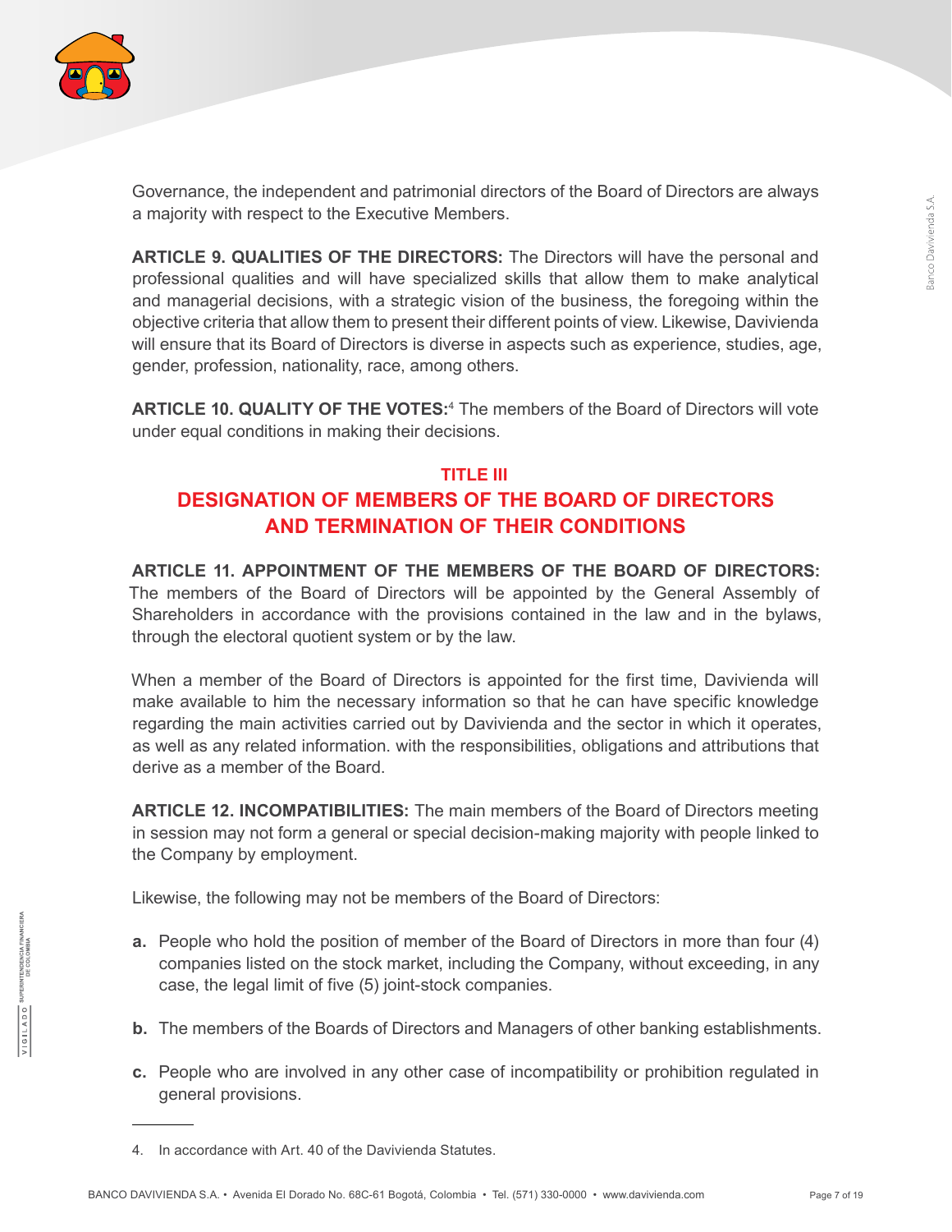Governance, the independent and patrimonial directors of the Board of Directors are always a majority with respect to the Executive Members.

**ARTICLE 9. QUALITIES OF THE DIRECTORS:** The Directors will have the personal and professional qualities and will have specialized skills that allow them to make analytical and managerial decisions, with a strategic vision of the business, the foregoing within the objective criteria that allow them to present their different points of view. Likewise, Davivienda will ensure that its Board of Directors is diverse in aspects such as experience, studies, age, gender, profession, nationality, race, among others.

**ARTICLE 10. QUALITY OF THE VOTES:**[4] The members of the Board of Directors will vote under equal conditions in making their decisions.

## TITLE III
## DESIGNATION OF MEMBERS OF THE BOARD OF DIRECTORS AND TERMINATION OF THEIR CONDITIONS

**ARTICLE 11. APPOINTMENT OF THE MEMBERS OF THE BOARD OF DIRECTORS:** The members of the Board of Directors will be appointed by the General Assembly of Shareholders in accordance with the provisions contained in the law and in the bylaws, through the electoral quotient system or by the law.

When a member of the Board of Directors is appointed for the first time, Davivienda will make available to him the necessary information so that he can have specific knowledge regarding the main activities carried out by Davivienda and the sector in which it operates, as well as any related information. with the responsibilities, obligations and attributions that derive as a member of the Board.

**ARTICLE 12. INCOMPATIBILITIES:** The main members of the Board of Directors meeting in session may not form a general or special decision-making majority with people linked to the Company by employment.

Likewise, the following may not be members of the Board of Directors:

- **a.** People who hold the position of member of the Board of Directors in more than four (4) companies listed on the stock market, including the Company, without exceeding, in any case, the legal limit of five (5) joint-stock companies.
- **b.** The members of the Boards of Directors and Managers of other banking establishments.
- **c.** People who are involved in any other case of incompatibility or prohibition regulated in general provisions.

---

4. In accordance with Art. 40 of the Davivienda Statutes.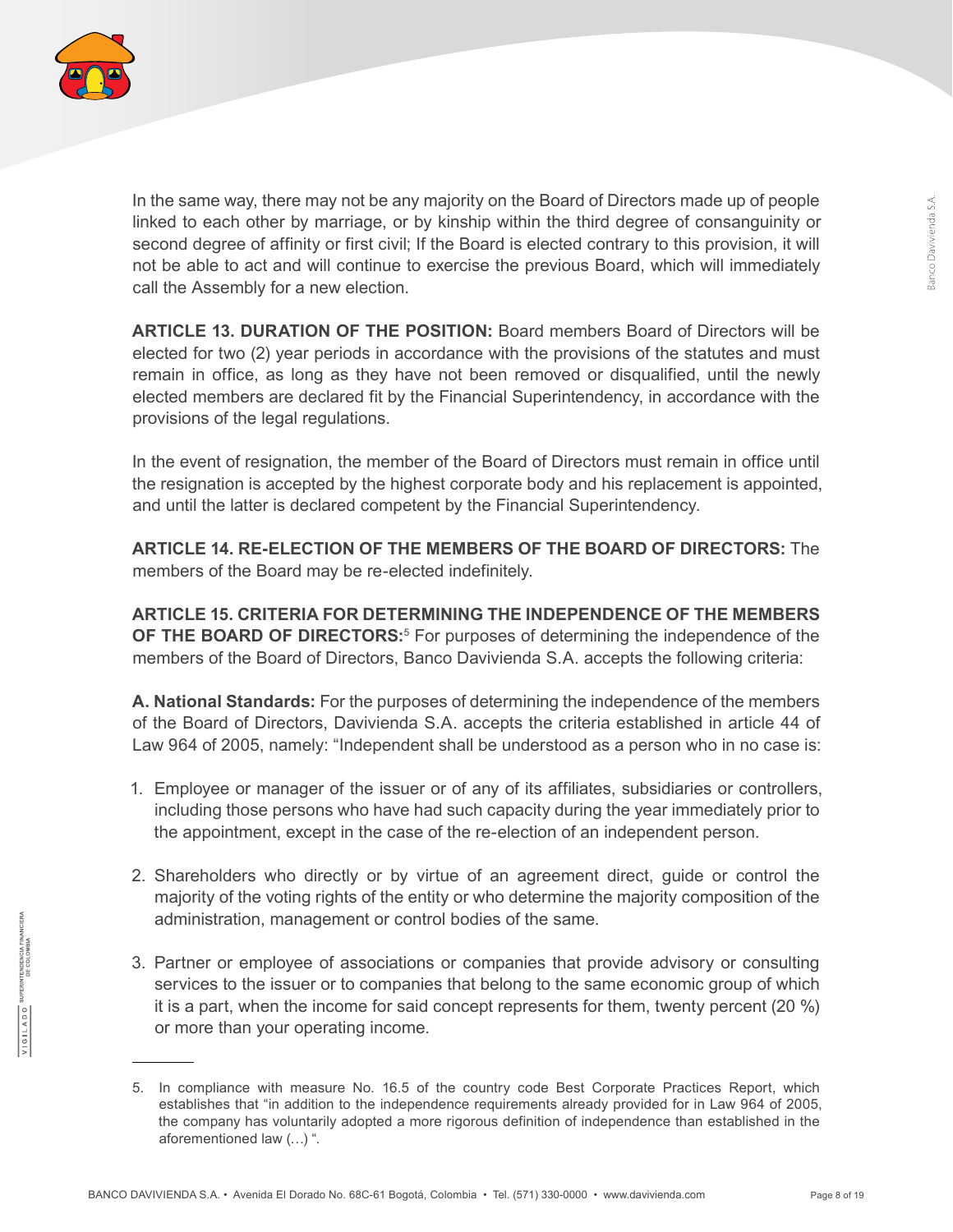In the same way, there may not be any majority on the Board of Directors made up of people linked to each other by marriage, or by kinship within the third degree of consanguinity or second degree of affinity or first civil; If the Board is elected contrary to this provision, it will not be able to act and will continue to exercise the previous Board, which will immediately call the Assembly for a new election.

**ARTICLE 13. DURATION OF THE POSITION:** Board members Board of Directors will be elected for two (2) year periods in accordance with the provisions of the statutes and must remain in office, as long as they have not been removed or disqualified, until the newly elected members are declared fit by the Financial Superintendency, in accordance with the provisions of the legal regulations.

In the event of resignation, the member of the Board of Directors must remain in office until the resignation is accepted by the highest corporate body and his replacement is appointed, and until the latter is declared competent by the Financial Superintendency.

**ARTICLE 14. RE-ELECTION OF THE MEMBERS OF THE BOARD OF DIRECTORS:** The members of the Board may be re-elected indefinitely.

**ARTICLE 15. CRITERIA FOR DETERMINING THE INDEPENDENCE OF THE MEMBERS OF THE BOARD OF DIRECTORS:**[5] For purposes of determining the independence of the members of the Board of Directors, Banco Davivienda S.A. accepts the following criteria:

**A. National Standards:** For the purposes of determining the independence of the members of the Board of Directors, Davivienda S.A. accepts the criteria established in article 44 of Law 964 of 2005, namely: "Independent shall be understood as a person who in no case is:

1. Employee or manager of the issuer or of any of its affiliates, subsidiaries or controllers, including those persons who have had such capacity during the year immediately prior to the appointment, except in the case of the re-election of an independent person.
2. Shareholders who directly or by virtue of an agreement direct, guide or control the majority of the voting rights of the entity or who determine the majority composition of the administration, management or control bodies of the same.
3. Partner or employee of associations or companies that provide advisory or consulting services to the issuer or to companies that belong to the same economic group of which it is a part, when the income for said concept represents for them, twenty percent (20 %) or more than your operating income.

---

5. In compliance with measure No. 16.5 of the country code Best Corporate Practices Report, which establishes that "in addition to the independence requirements already provided for in Law 964 of 2005, the company has voluntarily adopted a more rigorous definition of independence than established in the aforementioned law (…) ".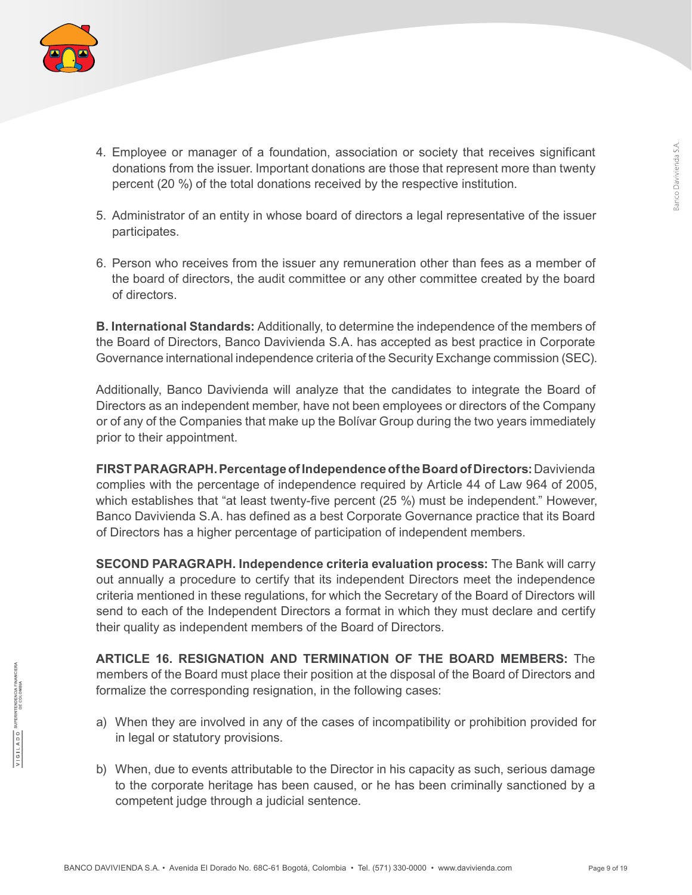4. Employee or manager of a foundation, association or society that receives significant donations from the issuer. Important donations are those that represent more than twenty percent (20 %) of the total donations received by the respective institution.

5. Administrator of an entity in whose board of directors a legal representative of the issuer participates.

6. Person who receives from the issuer any remuneration other than fees as a member of the board of directors, the audit committee or any other committee created by the board of directors.

**B. International Standards:** Additionally, to determine the independence of the members of the Board of Directors, Banco Davivienda S.A. has accepted as best practice in Corporate Governance international independence criteria of the Security Exchange commission (SEC).

Additionally, Banco Davivienda will analyze that the candidates to integrate the Board of Directors as an independent member, have not been employees or directors of the Company or of any of the Companies that make up the Bolívar Group during the two years immediately prior to their appointment.

**FIRST PARAGRAPH. Percentage of Independence of the Board of Directors:** Davivienda complies with the percentage of independence required by Article 44 of Law 964 of 2005, which establishes that "at least twenty-five percent (25 %) must be independent." However, Banco Davivienda S.A. has defined as a best Corporate Governance practice that its Board of Directors has a higher percentage of participation of independent members.

**SECOND PARAGRAPH. Independence criteria evaluation process:** The Bank will carry out annually a procedure to certify that its independent Directors meet the independence criteria mentioned in these regulations, for which the Secretary of the Board of Directors will send to each of the Independent Directors a format in which they must declare and certify their quality as independent members of the Board of Directors.

**ARTICLE 16. RESIGNATION AND TERMINATION OF THE BOARD MEMBERS:** The members of the Board must place their position at the disposal of the Board of Directors and formalize the corresponding resignation, in the following cases:

a) When they are involved in any of the cases of incompatibility or prohibition provided for in legal or statutory provisions.

b) When, due to events attributable to the Director in his capacity as such, serious damage to the corporate heritage has been caused, or he has been criminally sanctioned by a competent judge through a judicial sentence.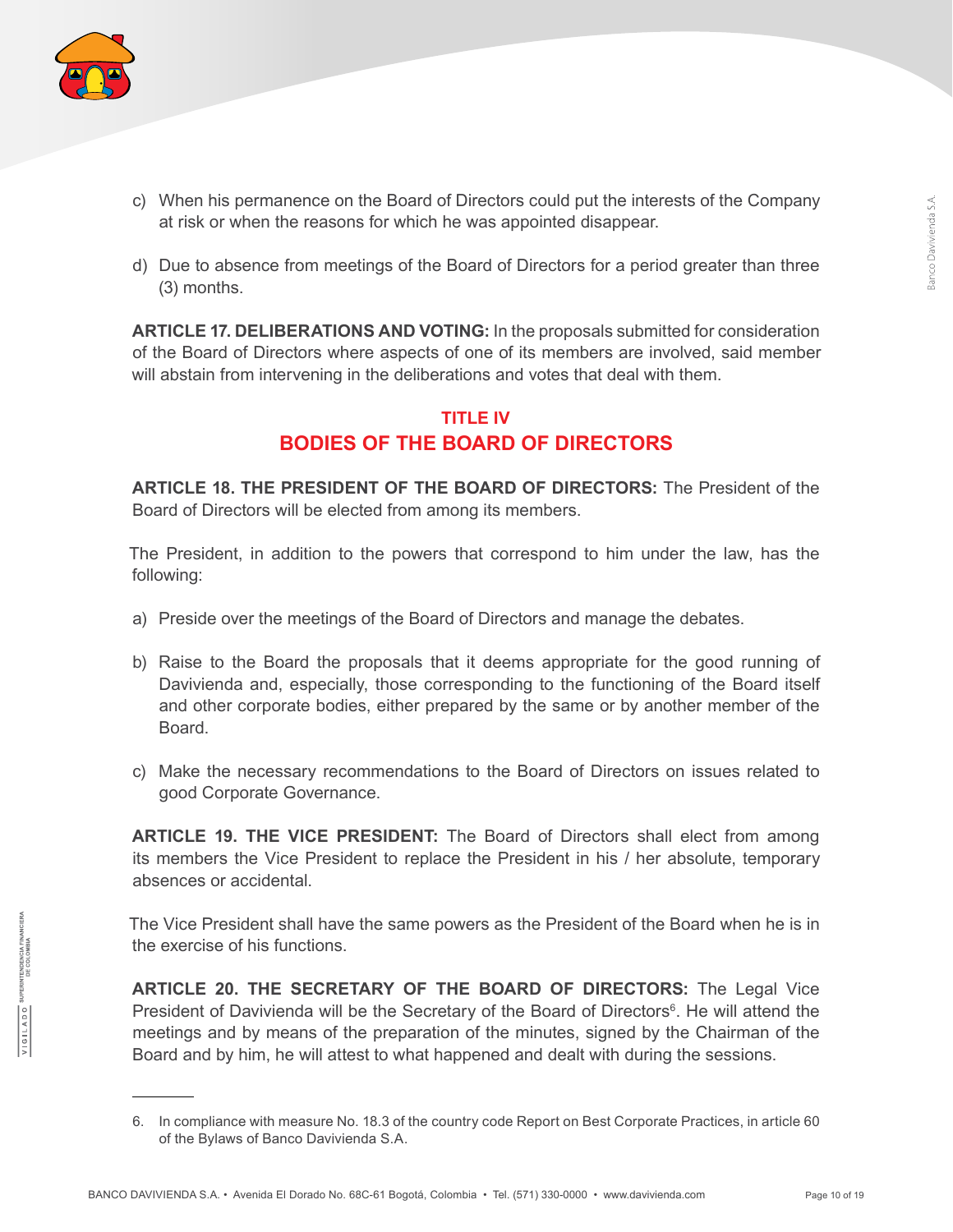c) When his permanence on the Board of Directors could put the interests of the Company at risk or when the reasons for which he was appointed disappear.

d) Due to absence from meetings of the Board of Directors for a period greater than three (3) months.

**ARTICLE 17. DELIBERATIONS AND VOTING:** In the proposals submitted for consideration of the Board of Directors where aspects of one of its members are involved, said member will abstain from intervening in the deliberations and votes that deal with them.

## TITLE IV
## BODIES OF THE BOARD OF DIRECTORS

**ARTICLE 18. THE PRESIDENT OF THE BOARD OF DIRECTORS:** The President of the Board of Directors will be elected from among its members.

The President, in addition to the powers that correspond to him under the law, has the following:

a) Preside over the meetings of the Board of Directors and manage the debates.

b) Raise to the Board the proposals that it deems appropriate for the good running of Davivienda and, especially, those corresponding to the functioning of the Board itself and other corporate bodies, either prepared by the same or by another member of the Board.

c) Make the necessary recommendations to the Board of Directors on issues related to good Corporate Governance.

**ARTICLE 19. THE VICE PRESIDENT:** The Board of Directors shall elect from among its members the Vice President to replace the President in his / her absolute, temporary absences or accidental.

The Vice President shall have the same powers as the President of the Board when he is in the exercise of his functions.

**ARTICLE 20. THE SECRETARY OF THE BOARD OF DIRECTORS:** The Legal Vice President of Davivienda will be the Secretary of the Board of Directors[6]. He will attend the meetings and by means of the preparation of the minutes, signed by the Chairman of the Board and by him, he will attest to what happened and dealt with during the sessions.

---

6. In compliance with measure No. 18.3 of the country code Report on Best Corporate Practices, in article 60 of the Bylaws of Banco Davivienda S.A.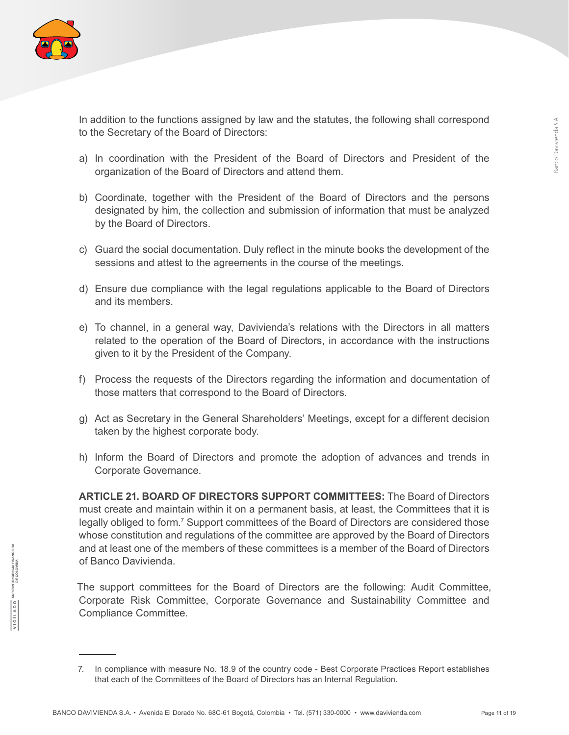In addition to the functions assigned by law and the statutes, the following shall correspond to the Secretary of the Board of Directors:

a) In coordination with the President of the Board of Directors and President of the organization of the Board of Directors and attend them.

b) Coordinate, together with the President of the Board of Directors and the persons designated by him, the collection and submission of information that must be analyzed by the Board of Directors.

c) Guard the social documentation. Duly reflect in the minute books the development of the sessions and attest to the agreements in the course of the meetings.

d) Ensure due compliance with the legal regulations applicable to the Board of Directors and its members.

e) To channel, in a general way, Davivienda's relations with the Directors in all matters related to the operation of the Board of Directors, in accordance with the instructions given to it by the President of the Company.

f) Process the requests of the Directors regarding the information and documentation of those matters that correspond to the Board of Directors.

g) Act as Secretary in the General Shareholders' Meetings, except for a different decision taken by the highest corporate body.

h) Inform the Board of Directors and promote the adoption of advances and trends in Corporate Governance.

**ARTICLE 21. BOARD OF DIRECTORS SUPPORT COMMITTEES:** The Board of Directors must create and maintain within it on a permanent basis, at least, the Committees that it is legally obliged to form.[7] Support committees of the Board of Directors are considered those whose constitution and regulations of the committee are approved by the Board of Directors and at least one of the members of these committees is a member of the Board of Directors of Banco Davivienda.

The support committees for the Board of Directors are the following: Audit Committee, Corporate Risk Committee, Corporate Governance and Sustainability Committee and Compliance Committee.

---

7. In compliance with measure No. 18.9 of the country code - Best Corporate Practices Report establishes that each of the Committees of the Board of Directors has an Internal Regulation.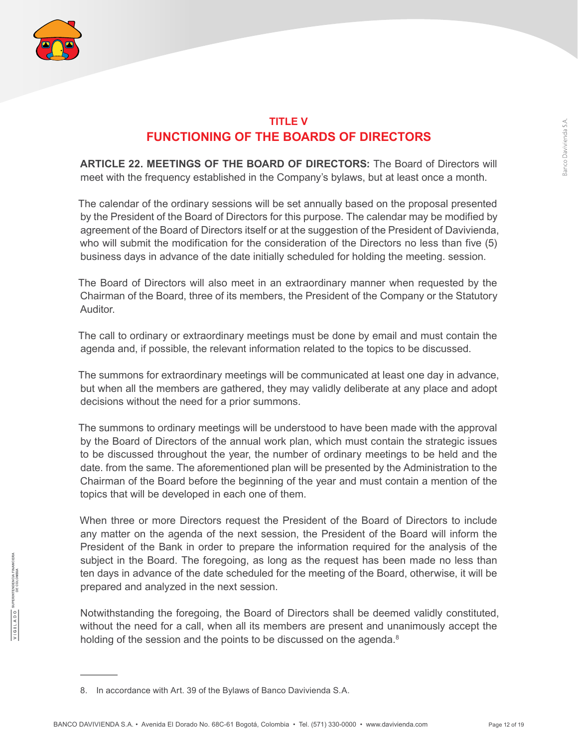## TITLE V
## FUNCTIONING OF THE BOARDS OF DIRECTORS

**ARTICLE 22. MEETINGS OF THE BOARD OF DIRECTORS:** The Board of Directors will meet with the frequency established in the Company's bylaws, but at least once a month.

The calendar of the ordinary sessions will be set annually based on the proposal presented by the President of the Board of Directors for this purpose. The calendar may be modified by agreement of the Board of Directors itself or at the suggestion of the President of Davivienda, who will submit the modification for the consideration of the Directors no less than five (5) business days in advance of the date initially scheduled for holding the meeting. session.

The Board of Directors will also meet in an extraordinary manner when requested by the Chairman of the Board, three of its members, the President of the Company or the Statutory Auditor.

The call to ordinary or extraordinary meetings must be done by email and must contain the agenda and, if possible, the relevant information related to the topics to be discussed.

The summons for extraordinary meetings will be communicated at least one day in advance, but when all the members are gathered, they may validly deliberate at any place and adopt decisions without the need for a prior summons.

The summons to ordinary meetings will be understood to have been made with the approval by the Board of Directors of the annual work plan, which must contain the strategic issues to be discussed throughout the year, the number of ordinary meetings to be held and the date. from the same. The aforementioned plan will be presented by the Administration to the Chairman of the Board before the beginning of the year and must contain a mention of the topics that will be developed in each one of them.

When three or more Directors request the President of the Board of Directors to include any matter on the agenda of the next session, the President of the Board will inform the President of the Bank in order to prepare the information required for the analysis of the subject in the Board. The foregoing, as long as the request has been made no less than ten days in advance of the date scheduled for the meeting of the Board, otherwise, it will be prepared and analyzed in the next session.

Notwithstanding the foregoing, the Board of Directors shall be deemed validly constituted, without the need for a call, when all its members are present and unanimously accept the holding of the session and the points to be discussed on the agenda.[8]

---

8. In accordance with Art. 39 of the Bylaws of Banco Davivienda S.A.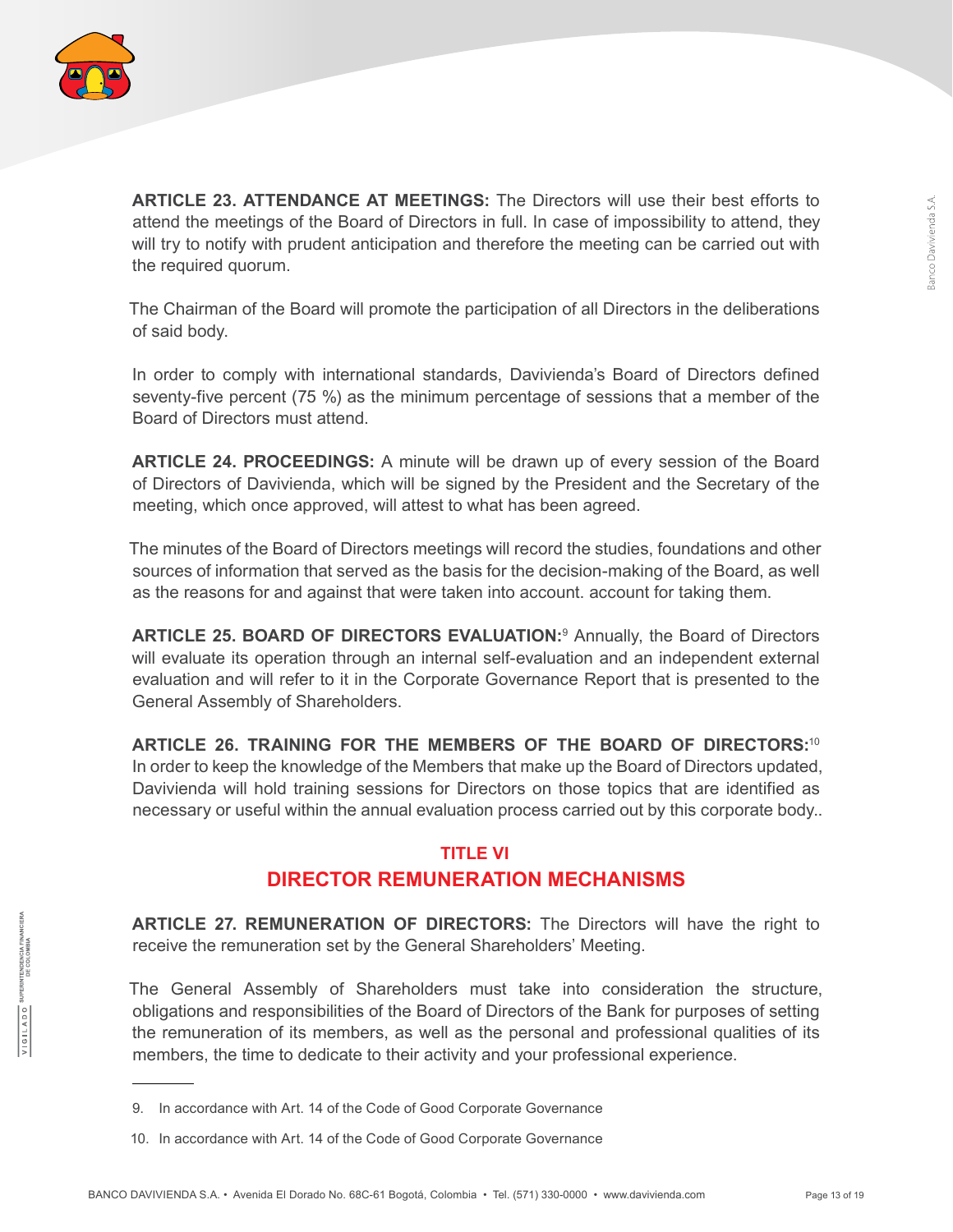**ARTICLE 23. ATTENDANCE AT MEETINGS:** The Directors will use their best efforts to attend the meetings of the Board of Directors in full. In case of impossibility to attend, they will try to notify with prudent anticipation and therefore the meeting can be carried out with the required quorum.

The Chairman of the Board will promote the participation of all Directors in the deliberations of said body.

In order to comply with international standards, Davivienda's Board of Directors defined seventy-five percent (75 %) as the minimum percentage of sessions that a member of the Board of Directors must attend.

**ARTICLE 24. PROCEEDINGS:** A minute will be drawn up of every session of the Board of Directors of Davivienda, which will be signed by the President and the Secretary of the meeting, which once approved, will attest to what has been agreed.

The minutes of the Board of Directors meetings will record the studies, foundations and other sources of information that served as the basis for the decision-making of the Board, as well as the reasons for and against that were taken into account. account for taking them.

**ARTICLE 25. BOARD OF DIRECTORS EVALUATION:**[9] Annually, the Board of Directors will evaluate its operation through an internal self-evaluation and an independent external evaluation and will refer to it in the Corporate Governance Report that is presented to the General Assembly of Shareholders.

**ARTICLE 26. TRAINING FOR THE MEMBERS OF THE BOARD OF DIRECTORS:**[10] In order to keep the knowledge of the Members that make up the Board of Directors updated, Davivienda will hold training sessions for Directors on those topics that are identified as necessary or useful within the annual evaluation process carried out by this corporate body..

## TITLE VI
## DIRECTOR REMUNERATION MECHANISMS

**ARTICLE 27. REMUNERATION OF DIRECTORS:** The Directors will have the right to receive the remuneration set by the General Shareholders' Meeting.

The General Assembly of Shareholders must take into consideration the structure, obligations and responsibilities of the Board of Directors of the Bank for purposes of setting the remuneration of its members, as well as the personal and professional qualities of its members, the time to dedicate to their activity and your professional experience.

---

9. In accordance with Art. 14 of the Code of Good Corporate Governance

10. In accordance with Art. 14 of the Code of Good Corporate Governance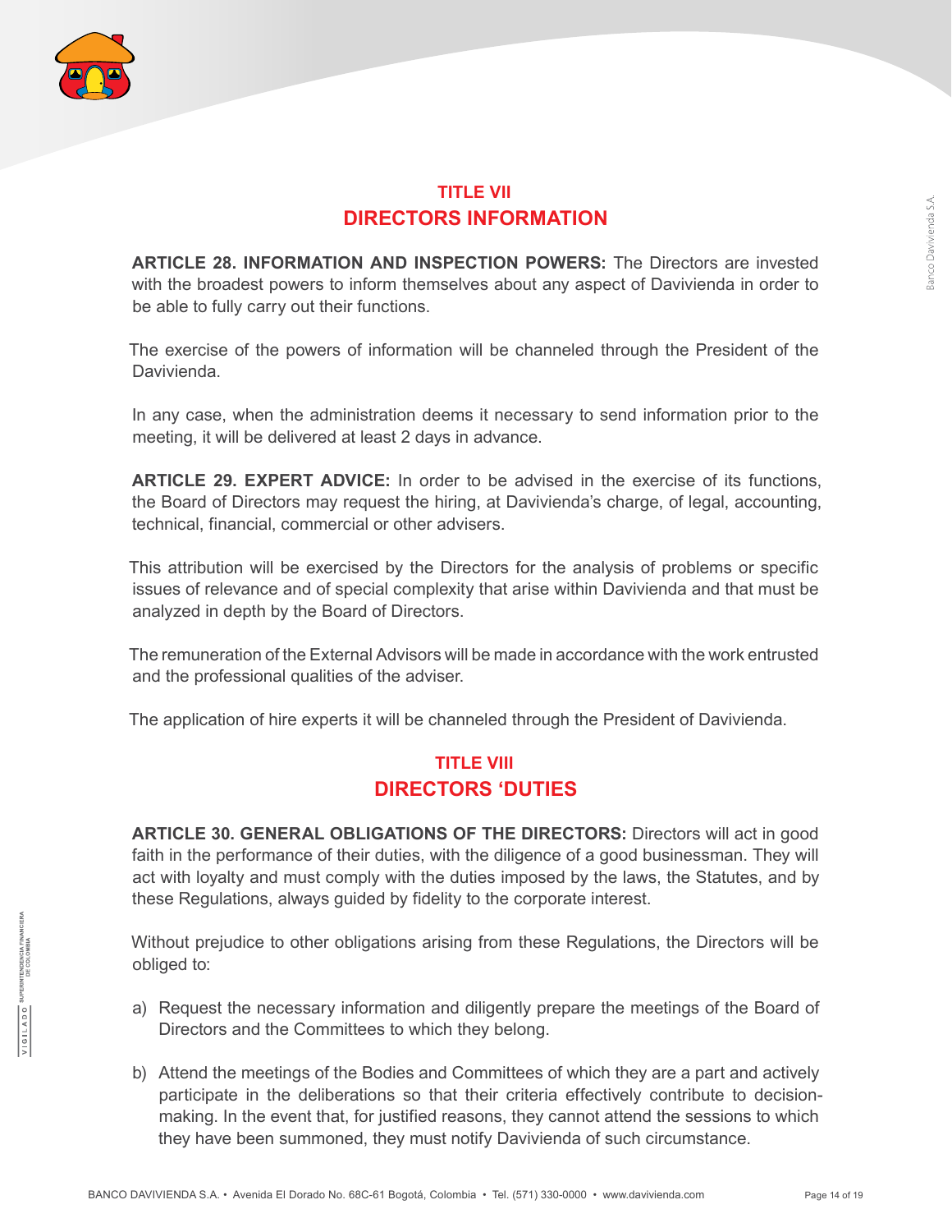## TITLE VII
## DIRECTORS INFORMATION

**ARTICLE 28. INFORMATION AND INSPECTION POWERS:** The Directors are invested with the broadest powers to inform themselves about any aspect of Davivienda in order to be able to fully carry out their functions.

The exercise of the powers of information will be channeled through the President of the Davivienda.

In any case, when the administration deems it necessary to send information prior to the meeting, it will be delivered at least 2 days in advance.

**ARTICLE 29. EXPERT ADVICE:** In order to be advised in the exercise of its functions, the Board of Directors may request the hiring, at Davivienda's charge, of legal, accounting, technical, financial, commercial or other advisers.

This attribution will be exercised by the Directors for the analysis of problems or specific issues of relevance and of special complexity that arise within Davivienda and that must be analyzed in depth by the Board of Directors.

The remuneration of the External Advisors will be made in accordance with the work entrusted and the professional qualities of the adviser.

The application of hire experts it will be channeled through the President of Davivienda.

## TITLE VIII
## DIRECTORS 'DUTIES

**ARTICLE 30. GENERAL OBLIGATIONS OF THE DIRECTORS:** Directors will act in good faith in the performance of their duties, with the diligence of a good businessman. They will act with loyalty and must comply with the duties imposed by the laws, the Statutes, and by these Regulations, always guided by fidelity to the corporate interest.

Without prejudice to other obligations arising from these Regulations, the Directors will be obliged to:

a) Request the necessary information and diligently prepare the meetings of the Board of Directors and the Committees to which they belong.

b) Attend the meetings of the Bodies and Committees of which they are a part and actively participate in the deliberations so that their criteria effectively contribute to decision-making. In the event that, for justified reasons, they cannot attend the sessions to which they have been summoned, they must notify Davivienda of such circumstance.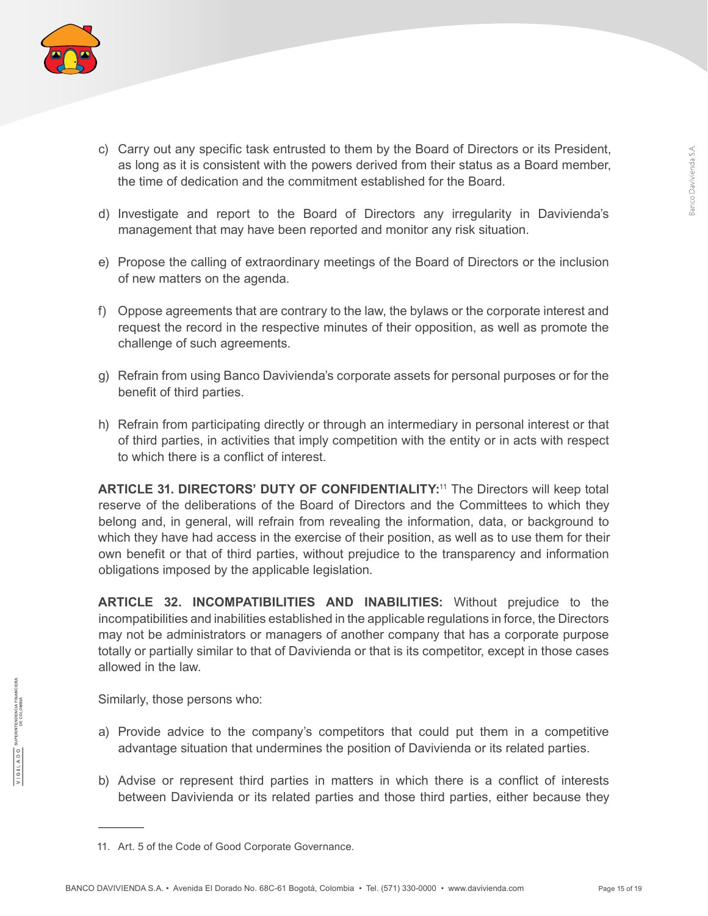c) Carry out any specific task entrusted to them by the Board of Directors or its President, as long as it is consistent with the powers derived from their status as a Board member, the time of dedication and the commitment established for the Board.

d) Investigate and report to the Board of Directors any irregularity in Davivienda's management that may have been reported and monitor any risk situation.

e) Propose the calling of extraordinary meetings of the Board of Directors or the inclusion of new matters on the agenda.

f) Oppose agreements that are contrary to the law, the bylaws or the corporate interest and request the record in the respective minutes of their opposition, as well as promote the challenge of such agreements.

g) Refrain from using Banco Davivienda's corporate assets for personal purposes or for the benefit of third parties.

h) Refrain from participating directly or through an intermediary in personal interest or that of third parties, in activities that imply competition with the entity or in acts with respect to which there is a conflict of interest.

**ARTICLE 31. DIRECTORS' DUTY OF CONFIDENTIALITY:**[11] The Directors will keep total reserve of the deliberations of the Board of Directors and the Committees to which they belong and, in general, will refrain from revealing the information, data, or background to which they have had access in the exercise of their position, as well as to use them for their own benefit or that of third parties, without prejudice to the transparency and information obligations imposed by the applicable legislation.

**ARTICLE 32. INCOMPATIBILITIES AND INABILITIES:** Without prejudice to the incompatibilities and inabilities established in the applicable regulations in force, the Directors may not be administrators or managers of another company that has a corporate purpose totally or partially similar to that of Davivienda or that is its competitor, except in those cases allowed in the law.

Similarly, those persons who:

a) Provide advice to the company's competitors that could put them in a competitive advantage situation that undermines the position of Davivienda or its related parties.

b) Advise or represent third parties in matters in which there is a conflict of interests between Davivienda or its related parties and those third parties, either because they

---

11. Art. 5 of the Code of Good Corporate Governance.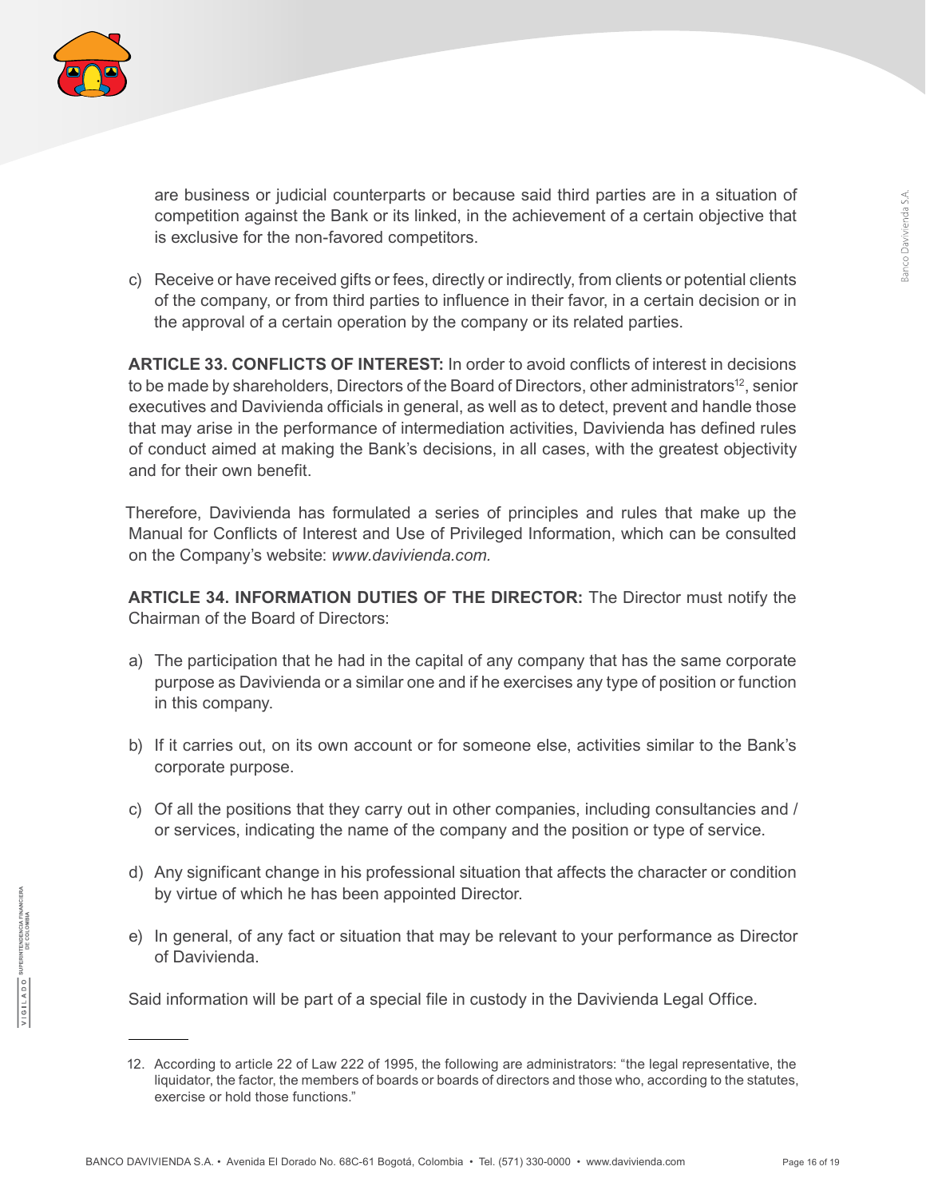are business or judicial counterparts or because said third parties are in a situation of competition against the Bank or its linked, in the achievement of a certain objective that is exclusive for the non-favored competitors.

c) Receive or have received gifts or fees, directly or indirectly, from clients or potential clients of the company, or from third parties to influence in their favor, in a certain decision or in the approval of a certain operation by the company or its related parties.

**ARTICLE 33. CONFLICTS OF INTEREST:** In order to avoid conflicts of interest in decisions to be made by shareholders, Directors of the Board of Directors, other administrators[12], senior executives and Davivienda officials in general, as well as to detect, prevent and handle those that may arise in the performance of intermediation activities, Davivienda has defined rules of conduct aimed at making the Bank's decisions, in all cases, with the greatest objectivity and for their own benefit.

Therefore, Davivienda has formulated a series of principles and rules that make up the Manual for Conflicts of Interest and Use of Privileged Information, which can be consulted on the Company's website: *www.davivienda.com*.

**ARTICLE 34. INFORMATION DUTIES OF THE DIRECTOR:** The Director must notify the Chairman of the Board of Directors:

a) The participation that he had in the capital of any company that has the same corporate purpose as Davivienda or a similar one and if he exercises any type of position or function in this company.

b) If it carries out, on its own account or for someone else, activities similar to the Bank's corporate purpose.

c) Of all the positions that they carry out in other companies, including consultancies and / or services, indicating the name of the company and the position or type of service.

d) Any significant change in his professional situation that affects the character or condition by virtue of which he has been appointed Director.

e) In general, of any fact or situation that may be relevant to your performance as Director of Davivienda.

Said information will be part of a special file in custody in the Davivienda Legal Office.

---

12. According to article 22 of Law 222 of 1995, the following are administrators: "the legal representative, the liquidator, the factor, the members of boards or boards of directors and those who, according to the statutes, exercise or hold those functions."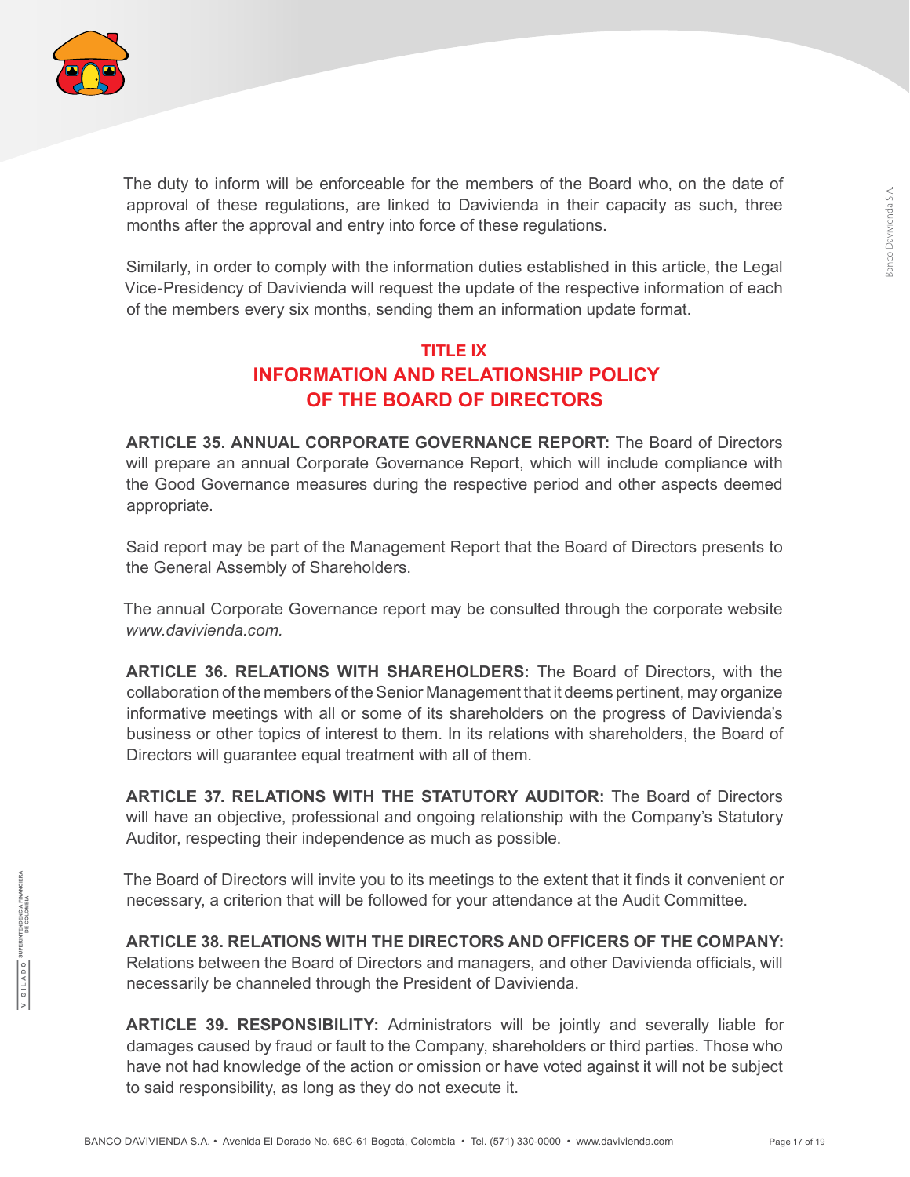The duty to inform will be enforceable for the members of the Board who, on the date of approval of these regulations, are linked to Davivienda in their capacity as such, three months after the approval and entry into force of these regulations.

Similarly, in order to comply with the information duties established in this article, the Legal Vice-Presidency of Davivienda will request the update of the respective information of each of the members every six months, sending them an information update format.

## TITLE IX
## INFORMATION AND RELATIONSHIP POLICY OF THE BOARD OF DIRECTORS

**ARTICLE 35. ANNUAL CORPORATE GOVERNANCE REPORT:** The Board of Directors will prepare an annual Corporate Governance Report, which will include compliance with the Good Governance measures during the respective period and other aspects deemed appropriate.

Said report may be part of the Management Report that the Board of Directors presents to the General Assembly of Shareholders.

The annual Corporate Governance report may be consulted through the corporate website *www.davivienda.com.*

**ARTICLE 36. RELATIONS WITH SHAREHOLDERS:** The Board of Directors, with the collaboration of the members of the Senior Management that it deems pertinent, may organize informative meetings with all or some of its shareholders on the progress of Davivienda's business or other topics of interest to them. In its relations with shareholders, the Board of Directors will guarantee equal treatment with all of them.

**ARTICLE 37. RELATIONS WITH THE STATUTORY AUDITOR:** The Board of Directors will have an objective, professional and ongoing relationship with the Company's Statutory Auditor, respecting their independence as much as possible.

The Board of Directors will invite you to its meetings to the extent that it finds it convenient or necessary, a criterion that will be followed for your attendance at the Audit Committee.

**ARTICLE 38. RELATIONS WITH THE DIRECTORS AND OFFICERS OF THE COMPANY:** Relations between the Board of Directors and managers, and other Davivienda officials, will necessarily be channeled through the President of Davivienda.

**ARTICLE 39. RESPONSIBILITY:** Administrators will be jointly and severally liable for damages caused by fraud or fault to the Company, shareholders or third parties. Those who have not had knowledge of the action or omission or have voted against it will not be subject to said responsibility, as long as they do not execute it.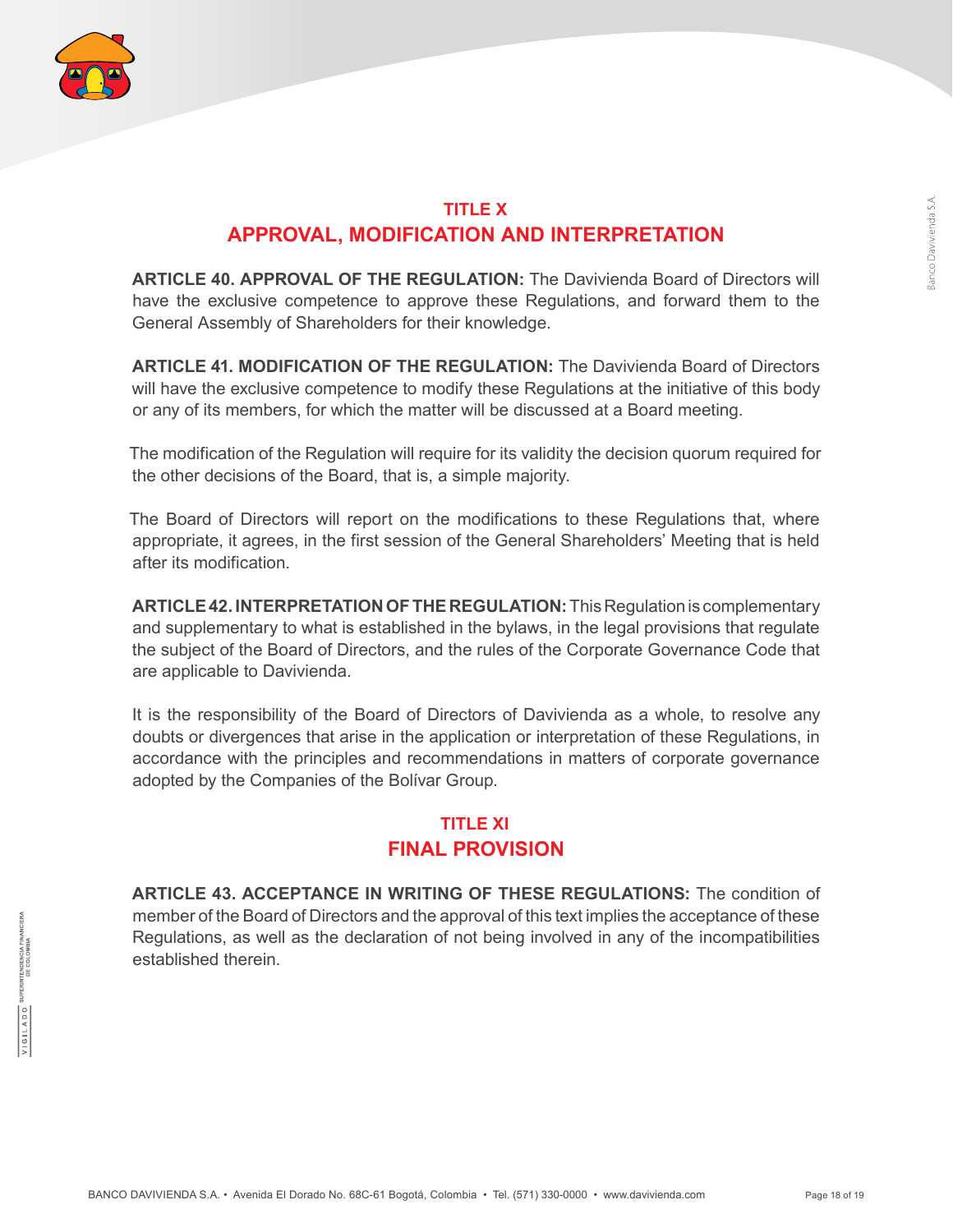## TITLE X
## APPROVAL, MODIFICATION AND INTERPRETATION

**ARTICLE 40. APPROVAL OF THE REGULATION:** The Davivienda Board of Directors will have the exclusive competence to approve these Regulations, and forward them to the General Assembly of Shareholders for their knowledge.

**ARTICLE 41. MODIFICATION OF THE REGULATION:** The Davivienda Board of Directors will have the exclusive competence to modify these Regulations at the initiative of this body or any of its members, for which the matter will be discussed at a Board meeting.

The modification of the Regulation will require for its validity the decision quorum required for the other decisions of the Board, that is, a simple majority.

The Board of Directors will report on the modifications to these Regulations that, where appropriate, it agrees, in the first session of the General Shareholders' Meeting that is held after its modification.

**ARTICLE 42. INTERPRETATION OF THE REGULATION:** This Regulation is complementary and supplementary to what is established in the bylaws, in the legal provisions that regulate the subject of the Board of Directors, and the rules of the Corporate Governance Code that are applicable to Davivienda.

It is the responsibility of the Board of Directors of Davivienda as a whole, to resolve any doubts or divergences that arise in the application or interpretation of these Regulations, in accordance with the principles and recommendations in matters of corporate governance adopted by the Companies of the Bolívar Group.

## TITLE XI
## FINAL PROVISION

**ARTICLE 43. ACCEPTANCE IN WRITING OF THESE REGULATIONS:** The condition of member of the Board of Directors and the approval of this text implies the acceptance of these Regulations, as well as the declaration of not being involved in any of the incompatibilities established therein.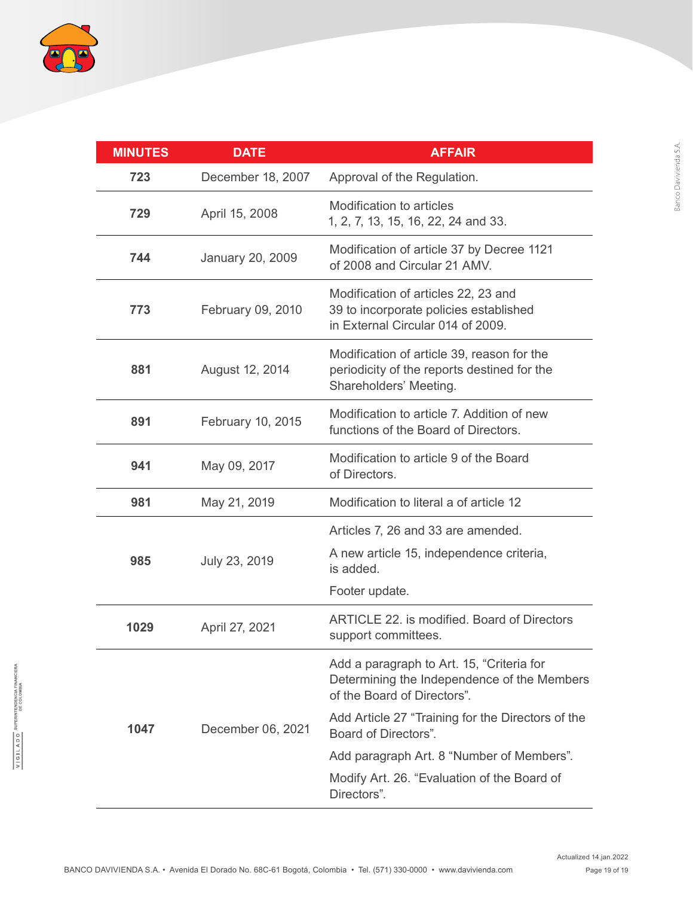| MINUTES | DATE | AFFAIR |
|---|---|---|
| **723** | December 18, 2007 | Approval of the Regulation. |
| **729** | April 15, 2008 | Modification to articles 1, 2, 7, 13, 15, 16, 22, 24 and 33. |
| **744** | January 20, 2009 | Modification of article 37 by Decree 1121 of 2008 and Circular 21 AMV. |
| **773** | February 09, 2010 | Modification of articles 22, 23 and 39 to incorporate policies established in External Circular 014 of 2009. |
| **881** | August 12, 2014 | Modification of article 39, reason for the periodicity of the reports destined for the Shareholders' Meeting. |
| **891** | February 10, 2015 | Modification to article 7. Addition of new functions of the Board of Directors. |
| **941** | May 09, 2017 | Modification to article 9 of the Board of Directors. |
| **981** | May 21, 2019 | Modification to literal a of article 12 |
| **985** | July 23, 2019 | Articles 7, 26 and 33 are amended. A new article 15, independence criteria, is added. Footer update. |
| **1029** | April 27, 2021 | ARTICLE 22. is modified. Board of Directors support committees. |
| **1047** | December 06, 2021 | Add a paragraph to Art. 15, "Criteria for Determining the Independence of the Members of the Board of Directors". Add Article 27 "Training for the Directors of the Board of Directors". Add paragraph Art. 8 "Number of Members". Modify Art. 26. "Evaluation of the Board of Directors". |

Actualized 14.jan.2022